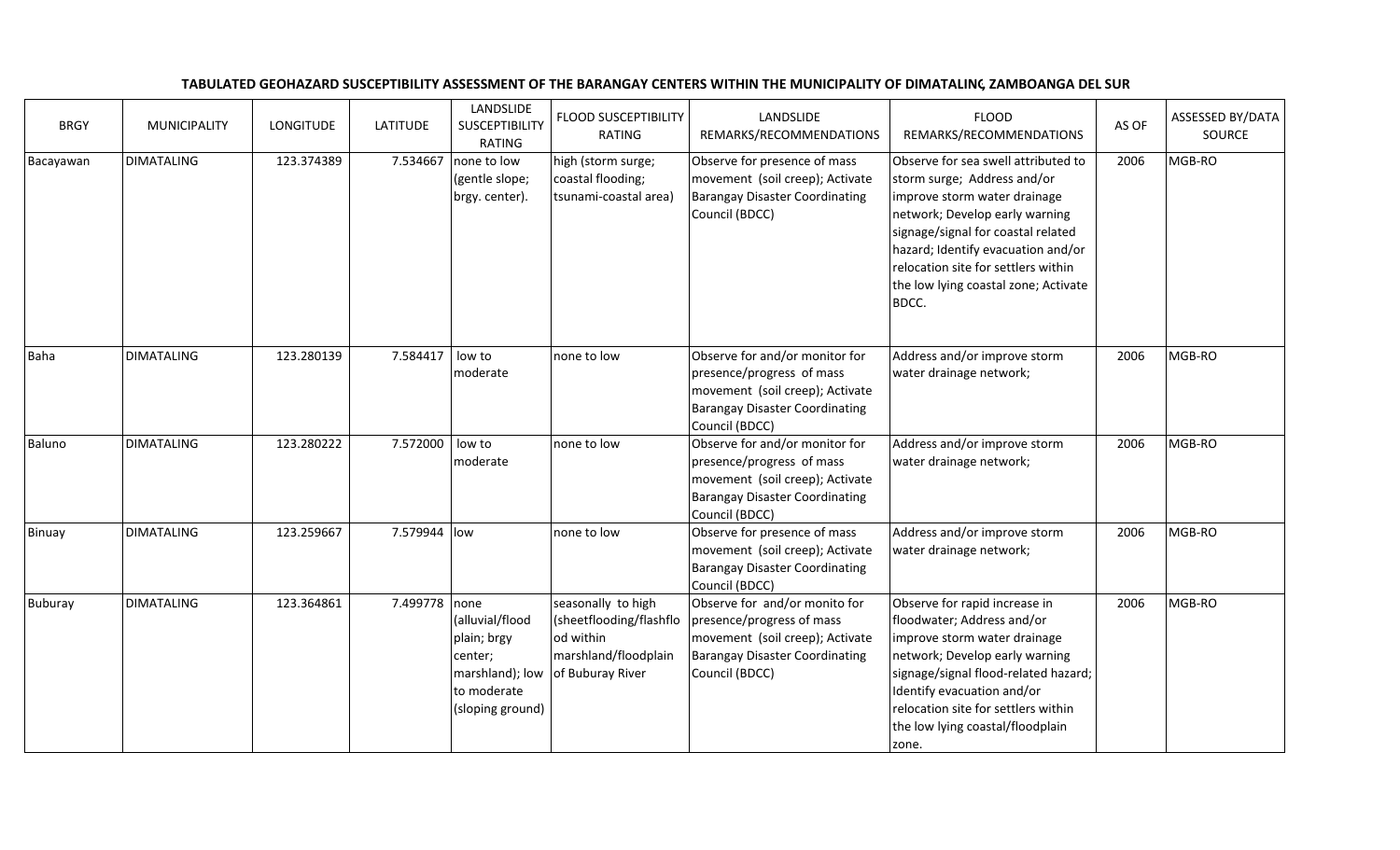**TABULATED GEOHAZARD SUSCEPTIBILITY ASSESSMENT OF THE BARANGAY CENTERS WITHIN THE MUNICIPALITY OF DIMATALING, ZAMBOANGA DEL SUR**

| BRGY | MUNICIPALITY | LONGITUDE | LATITUDE | LANDSLIDE SUSCEPTIBILITY RATING | FLOOD SUSCEPTIBILITY RATING | LANDSLIDE REMARKS/RECOMMENDATIONS | FLOOD REMARKS/RECOMMENDATIONS | AS OF | ASSESSED BY/DATA SOURCE |
|---|---|---|---|---|---|---|---|---|---|
| Bacayawan | DIMATALING | 123.374389 | 7.534667 | none to low (gentle slope; brgy. center). | high (storm surge; coastal flooding; tsunami-coastal area) | Observe for presence of mass movement (soil creep); Activate Barangay Disaster Coordinating Council (BDCC) | Observe for sea swell attributed to storm surge; Address and/or improve storm water drainage network; Develop early warning signage/signal for coastal related hazard; Identify evacuation and/or relocation site for settlers within the low lying coastal zone; Activate BDCC. | 2006 | MGB-RO |
| Baha | DIMATALING | 123.280139 | 7.584417 | low to moderate | none to low | Observe for and/or monitor for presence/progress of mass movement (soil creep); Activate Barangay Disaster Coordinating Council (BDCC) | Address and/or improve storm water drainage network; | 2006 | MGB-RO |
| Baluno | DIMATALING | 123.280222 | 7.572000 | low to moderate | none to low | Observe for and/or monitor for presence/progress of mass movement (soil creep); Activate Barangay Disaster Coordinating Council (BDCC) | Address and/or improve storm water drainage network; | 2006 | MGB-RO |
| Binuay | DIMATALING | 123.259667 | 7.579944 | low | none to low | Observe for presence of mass movement (soil creep); Activate Barangay Disaster Coordinating Council (BDCC) | Address and/or improve storm water drainage network; | 2006 | MGB-RO |
| Buburay | DIMATALING | 123.364861 | 7.499778 | none (alluvial/flood plain; brgy center; marshland); low to moderate (sloping ground) | seasonally to high (sheetflooding/flashflood within marshland/floodplain of Buburay River | Observe for and/or monito for presence/progress of mass movement (soil creep); Activate Barangay Disaster Coordinating Council (BDCC) | Observe for rapid increase in floodwater; Address and/or improve storm water drainage network; Develop early warning signage/signal flood-related hazard; Identify evacuation and/or relocation site for settlers within the low lying coastal/floodplain zone. | 2006 | MGB-RO |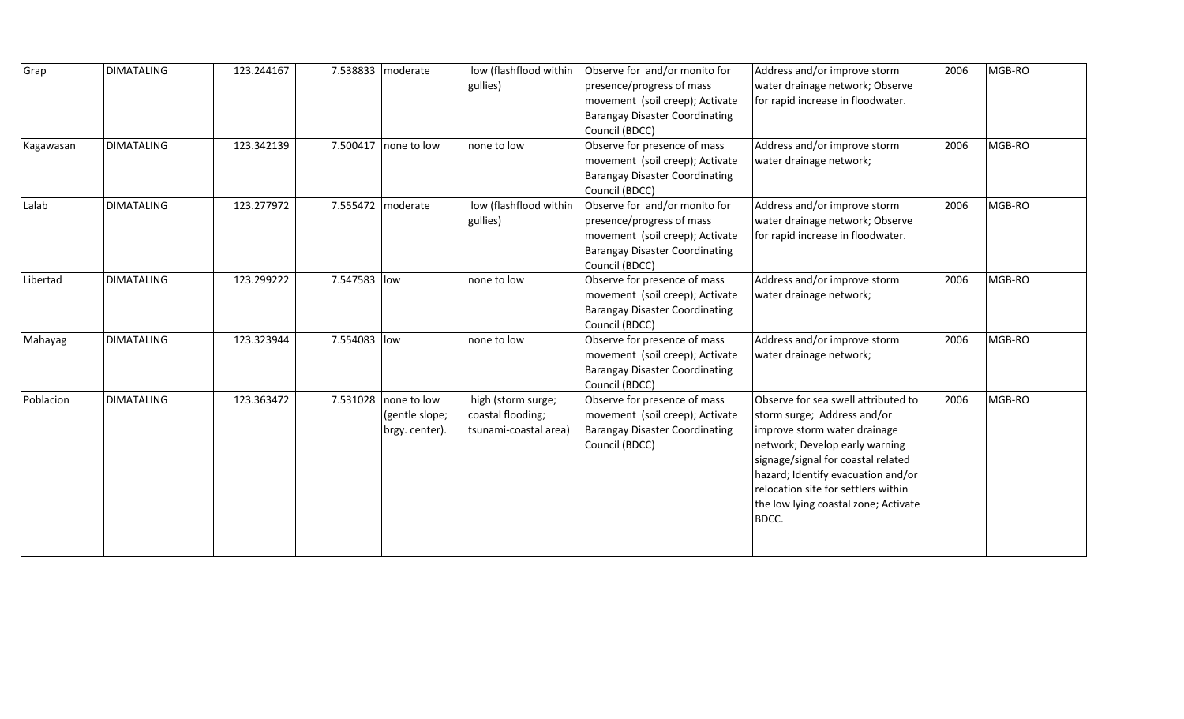| Grap | DIMATALING | 123.244167 | 7.538833 | moderate | low (flashflood within gullies) | Observe for and/or monito for presence/progress of mass movement (soil creep); Activate Barangay Disaster Coordinating Council (BDCC) | Address and/or improve storm water drainage network; Observe for rapid increase in floodwater. | 2006 | MGB-RO |
|---|---|---|---|---|---|---|---|---|---|
| Kagawasan | DIMATALING | 123.342139 | 7.500417 | none to low | none to low | Observe for presence of mass movement (soil creep); Activate Barangay Disaster Coordinating Council (BDCC) | Address and/or improve storm water drainage network; | 2006 | MGB-RO |
| Lalab | DIMATALING | 123.277972 | 7.555472 | moderate | low (flashflood within gullies) | Observe for and/or monito for presence/progress of mass movement (soil creep); Activate Barangay Disaster Coordinating Council (BDCC) | Address and/or improve storm water drainage network; Observe for rapid increase in floodwater. | 2006 | MGB-RO |
| Libertad | DIMATALING | 123.299222 | 7.547583 | low | none to low | Observe for presence of mass movement (soil creep); Activate Barangay Disaster Coordinating Council (BDCC) | Address and/or improve storm water drainage network; | 2006 | MGB-RO |
| Mahayag | DIMATALING | 123.323944 | 7.554083 | low | none to low | Observe for presence of mass movement (soil creep); Activate Barangay Disaster Coordinating Council (BDCC) | Address and/or improve storm water drainage network; | 2006 | MGB-RO |
| Poblacion | DIMATALING | 123.363472 | 7.531028 | none to low (gentle slope; brgy. center). | high (storm surge; coastal flooding; tsunami-coastal area) | Observe for presence of mass movement (soil creep); Activate Barangay Disaster Coordinating Council (BDCC) | Observe for sea swell attributed to storm surge; Address and/or improve storm water drainage network; Develop early warning signage/signal for coastal related hazard; Identify evacuation and/or relocation site for settlers within the low lying coastal zone; Activate BDCC. | 2006 | MGB-RO |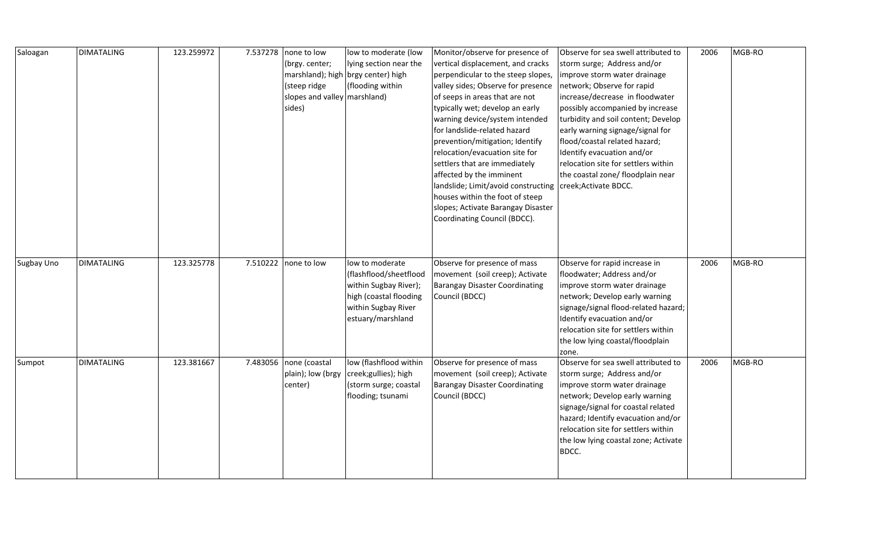| | | | | | | | | | |
|---|---|---|---|---|---|---|---|---|---|
| Saloagan | DIMATALING | 123.259972 | 7.537278 | none to low (brgy. center; marshland); high (steep ridge slopes and valley sides) | low to moderate (low lying section near the brgy center) high (flooding within marshland) | Monitor/observe for presence of vertical displacement, and cracks perpendicular to the steep slopes, valley sides; Observe for presence of seeps in areas that are not typically wet; develop an early warning device/system intended for landslide-related hazard prevention/mitigation; Identify relocation/evacuation site for settlers that are immediately affected by the imminent landslide; Limit/avoid constructing houses within the foot of steep slopes; Activate Barangay Disaster Coordinating Council (BDCC). | Observe for sea swell attributed to storm surge; Address and/or improve storm water drainage network; Observe for rapid increase/decrease in floodwater possibly accompanied by increase turbidity and soil content; Develop early warning signage/signal for flood/coastal related hazard; Identify evacuation and/or relocation site for settlers within the coastal zone/ floodplain near creek;Activate BDCC. | 2006 | MGB-RO |
| Sugbay Uno | DIMATALING | 123.325778 | 7.510222 | none to low | low to moderate (flashflood/sheetflood within Sugbay River); high (coastal flooding within Sugbay River estuary/marshland | Observe for presence of mass movement (soil creep); Activate Barangay Disaster Coordinating Council (BDCC) | Observe for rapid increase in floodwater; Address and/or improve storm water drainage network; Develop early warning signage/signal flood-related hazard; Identify evacuation and/or relocation site for settlers within the low lying coastal/floodplain zone. | 2006 | MGB-RO |
| Sumpot | DIMATALING | 123.381667 | 7.483056 | none (coastal plain); low (brgy center) | low (flashflood within creek;gullies); high (storm surge; coastal flooding; tsunami | Observe for presence of mass movement (soil creep); Activate Barangay Disaster Coordinating Council (BDCC) | Observe for sea swell attributed to storm surge; Address and/or improve storm water drainage network; Develop early warning signage/signal for coastal related hazard; Identify evacuation and/or relocation site for settlers within the low lying coastal zone; Activate BDCC. | 2006 | MGB-RO |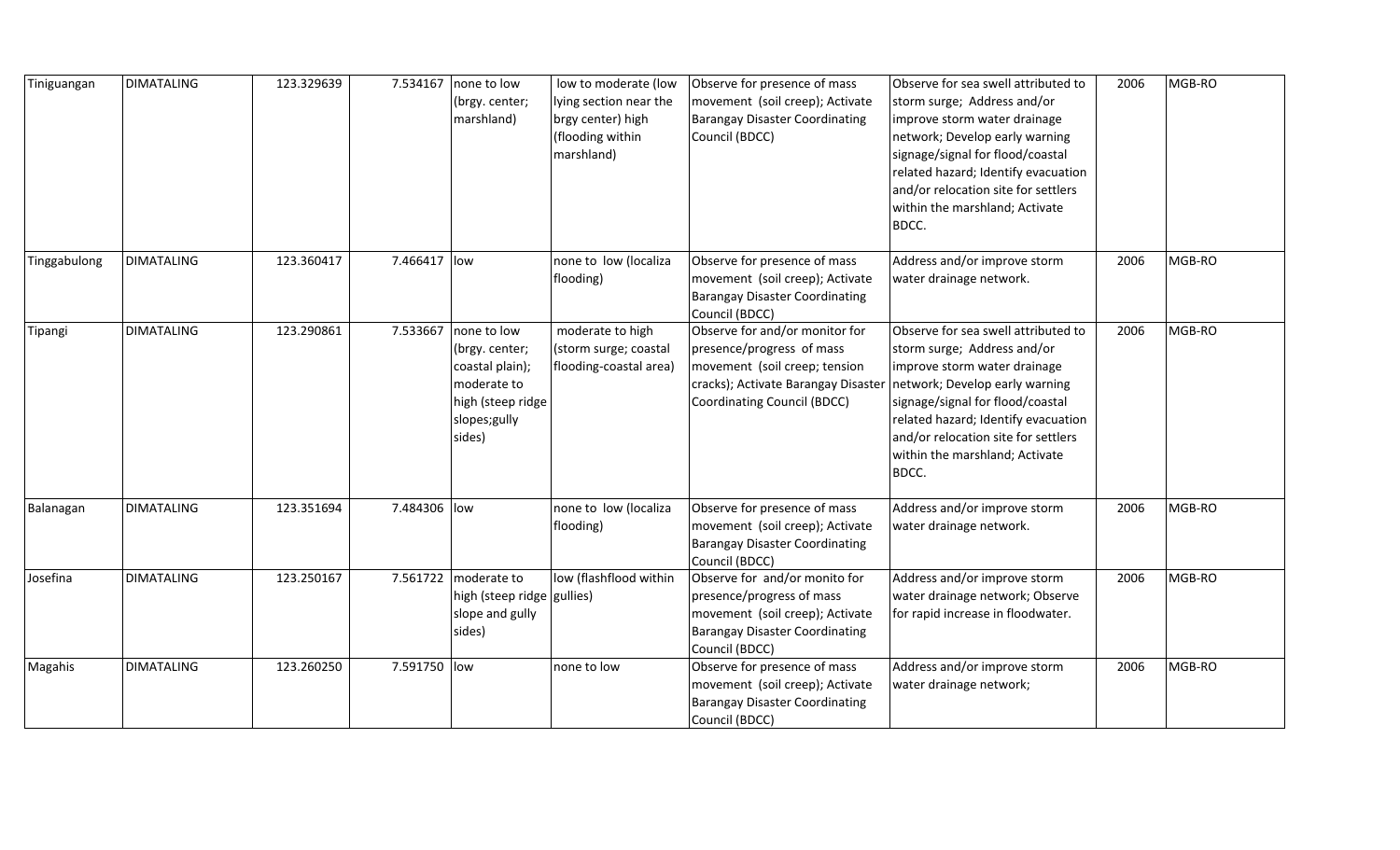| Tiniguangan | DIMATALING | 123.329639 | 7.534167 | none to low (brgy. center; marshland) | low to moderate (low lying section near the brgy center) high (flooding within marshland) | Observe for presence of mass movement (soil creep); Activate Barangay Disaster Coordinating Council (BDCC) | Observe for sea swell attributed to storm surge; Address and/or improve storm water drainage network; Develop early warning signage/signal for flood/coastal related hazard; Identify evacuation and/or relocation site for settlers within the marshland; Activate BDCC. | 2006 | MGB-RO |
|---|---|---|---|---|---|---|---|---|---|
| Tinggabulong | DIMATALING | 123.360417 | 7.466417 | low | none to low (localiza flooding) | Observe for presence of mass movement (soil creep); Activate Barangay Disaster Coordinating Council (BDCC) | Address and/or improve storm water drainage network. | 2006 | MGB-RO |
| Tipangi | DIMATALING | 123.290861 | 7.533667 | none to low (brgy. center; coastal plain); moderate to high (steep ridge slopes;gully sides) | moderate to high (storm surge; coastal flooding-coastal area) | Observe for and/or monitor for presence/progress of mass movement (soil creep; tension cracks); Activate Barangay Disaster Coordinating Council (BDCC) | Observe for sea swell attributed to storm surge; Address and/or improve storm water drainage network; Develop early warning signage/signal for flood/coastal related hazard; Identify evacuation and/or relocation site for settlers within the marshland; Activate BDCC. | 2006 | MGB-RO |
| Balanagan | DIMATALING | 123.351694 | 7.484306 | low | none to low (localiza flooding) | Observe for presence of mass movement (soil creep); Activate Barangay Disaster Coordinating Council (BDCC) | Address and/or improve storm water drainage network. | 2006 | MGB-RO |
| Josefina | DIMATALING | 123.250167 | 7.561722 | moderate to high (steep ridge slope and gully sides) | low (flashflood within gullies) | Observe for and/or monito for presence/progress of mass movement (soil creep); Activate Barangay Disaster Coordinating Council (BDCC) | Address and/or improve storm water drainage network; Observe for rapid increase in floodwater. | 2006 | MGB-RO |
| Magahis | DIMATALING | 123.260250 | 7.591750 | low | none to low | Observe for presence of mass movement (soil creep); Activate Barangay Disaster Coordinating Council (BDCC) | Address and/or improve storm water drainage network; | 2006 | MGB-RO |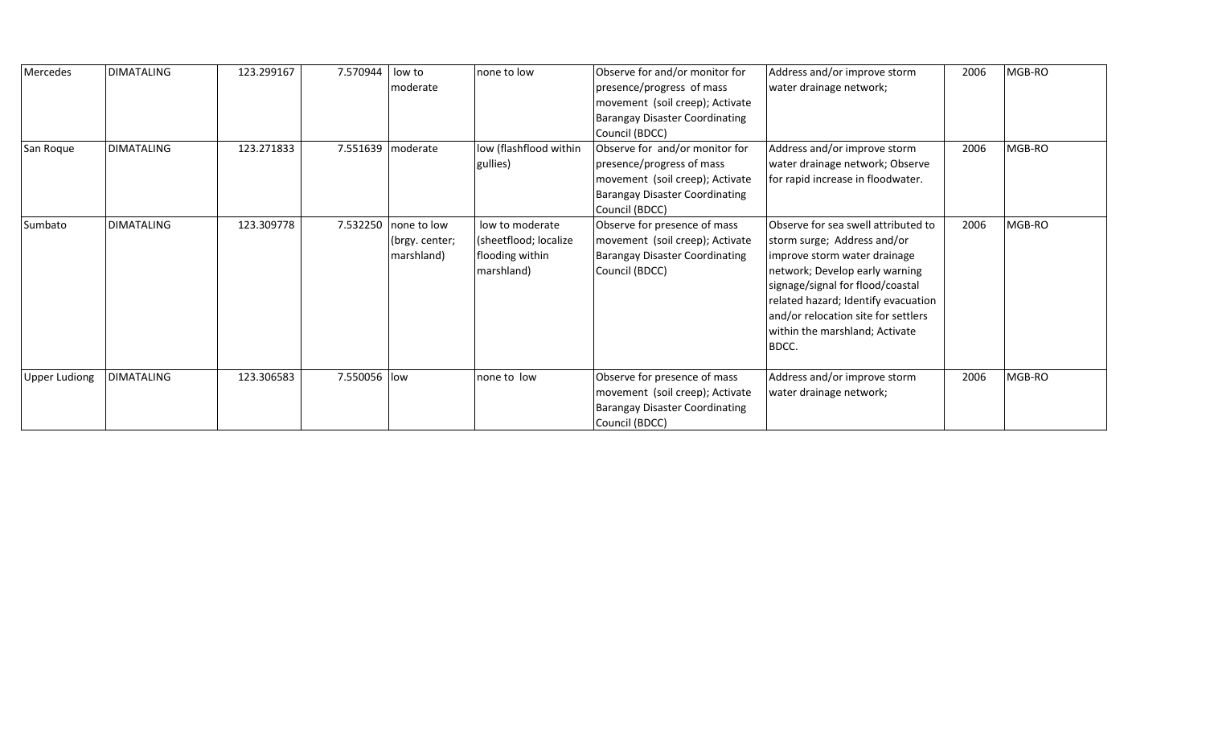| | | | | | | | | | |
|---|---|---|---|---|---|---|---|---|---|
| Mercedes | DIMATALING | 123.299167 | 7.570944 | low to moderate | none to low | Observe for and/or monitor for presence/progress of mass movement (soil creep); Activate Barangay Disaster Coordinating Council (BDCC) | Address and/or improve storm water drainage network; | 2006 | MGB-RO |
| San Roque | DIMATALING | 123.271833 | 7.551639 | moderate | low (flashflood within gullies) | Observe for and/or monitor for presence/progress of mass movement (soil creep); Activate Barangay Disaster Coordinating Council (BDCC) | Address and/or improve storm water drainage network; Observe for rapid increase in floodwater. | 2006 | MGB-RO |
| Sumbato | DIMATALING | 123.309778 | 7.532250 | none to low (brgy. center; marshland) | low to moderate (sheetflood; localize flooding within marshland) | Observe for presence of mass movement (soil creep); Activate Barangay Disaster Coordinating Council (BDCC) | Observe for sea swell attributed to storm surge; Address and/or improve storm water drainage network; Develop early warning signage/signal for flood/coastal related hazard; Identify evacuation and/or relocation site for settlers within the marshland; Activate BDCC. | 2006 | MGB-RO |
| Upper Ludiong | DIMATALING | 123.306583 | 7.550056 | low | none to low | Observe for presence of mass movement (soil creep); Activate Barangay Disaster Coordinating Council (BDCC) | Address and/or improve storm water drainage network; | 2006 | MGB-RO |